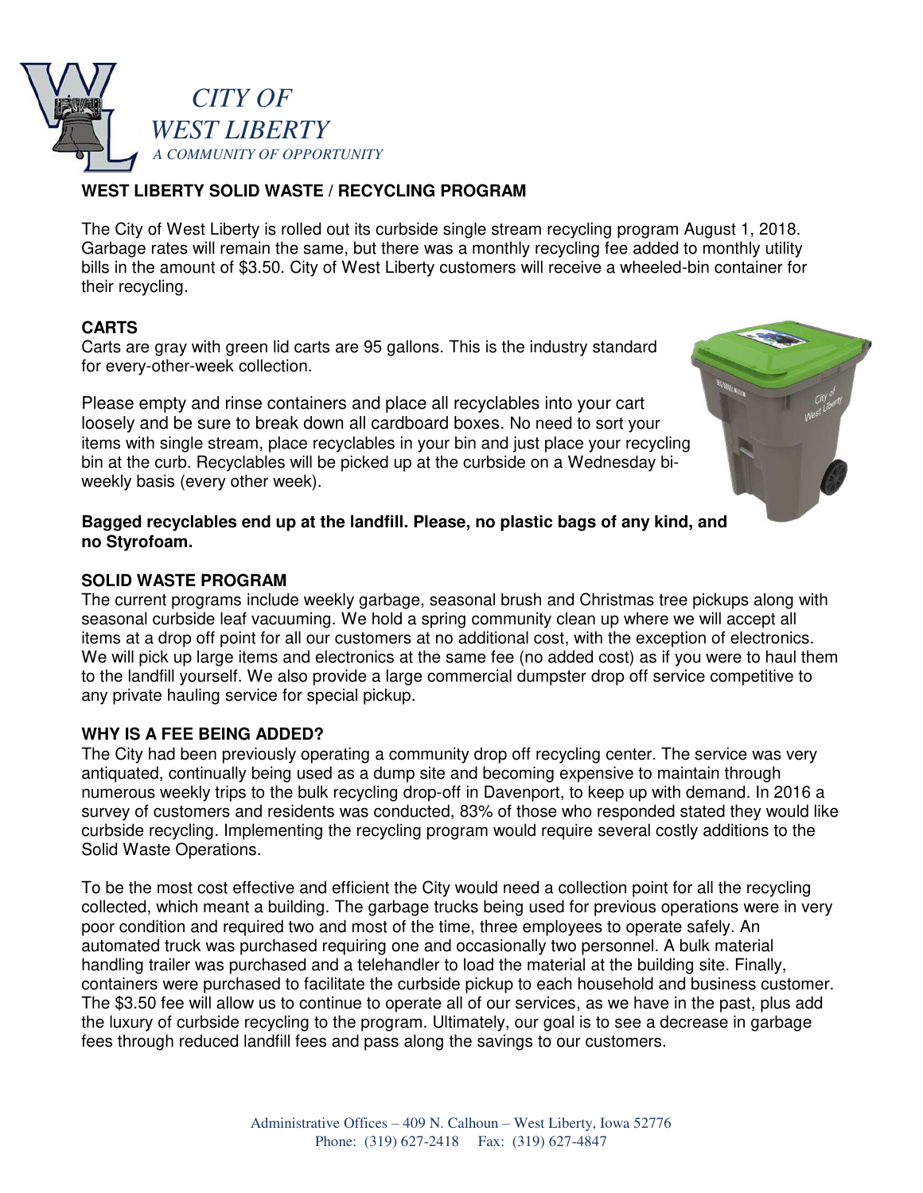*CITY OF*
*WEST LIBERTY*
*A COMMUNITY OF OPPORTUNITY*

## WEST LIBERTY SOLID WASTE / RECYCLING PROGRAM

The City of West Liberty is rolled out its curbside single stream recycling program August 1, 2018. Garbage rates will remain the same, but there was a monthly recycling fee added to monthly utility bills in the amount of $3.50. City of West Liberty customers will receive a wheeled-bin container for their recycling.

### CARTS

Carts are gray with green lid carts are 95 gallons. This is the industry standard for every-other-week collection.

Please empty and rinse containers and place all recyclables into your cart loosely and be sure to break down all cardboard boxes. No need to sort your items with single stream, place recyclables in your bin and just place your recycling bin at the curb. Recyclables will be picked up at the curbside on a Wednesday bi-weekly basis (every other week).

**Bagged recyclables end up at the landfill. Please, no plastic bags of any kind, and no Styrofoam.**

### SOLID WASTE PROGRAM

The current programs include weekly garbage, seasonal brush and Christmas tree pickups along with seasonal curbside leaf vacuuming. We hold a spring community clean up where we will accept all items at a drop off point for all our customers at no additional cost, with the exception of electronics. We will pick up large items and electronics at the same fee (no added cost) as if you were to haul them to the landfill yourself. We also provide a large commercial dumpster drop off service competitive to any private hauling service for special pickup.

### WHY IS A FEE BEING ADDED?

The City had been previously operating a community drop off recycling center. The service was very antiquated, continually being used as a dump site and becoming expensive to maintain through numerous weekly trips to the bulk recycling drop-off in Davenport, to keep up with demand. In 2016 a survey of customers and residents was conducted, 83% of those who responded stated they would like curbside recycling. Implementing the recycling program would require several costly additions to the Solid Waste Operations.

To be the most cost effective and efficient the City would need a collection point for all the recycling collected, which meant a building. The garbage trucks being used for previous operations were in very poor condition and required two and most of the time, three employees to operate safely. An automated truck was purchased requiring one and occasionally two personnel. A bulk material handling trailer was purchased and a telehandler to load the material at the building site. Finally, containers were purchased to facilitate the curbside pickup to each household and business customer. The $3.50 fee will allow us to continue to operate all of our services, as we have in the past, plus add the luxury of curbside recycling to the program. Ultimately, our goal is to see a decrease in garbage fees through reduced landfill fees and pass along the savings to our customers.

Administrative Offices – 409 N. Calhoun – West Liberty, Iowa 52776
Phone: (319) 627-2418 Fax: (319) 627-4847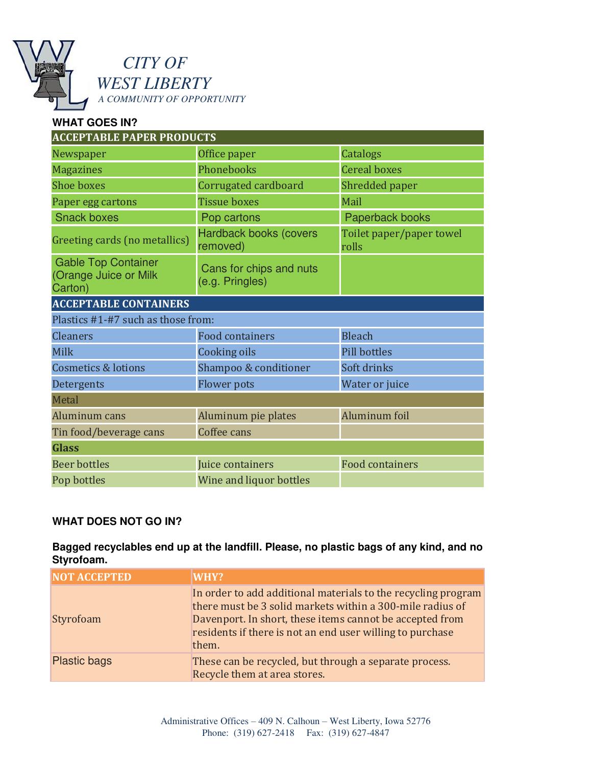# CITY OF WEST LIBERTY

*A COMMUNITY OF OPPORTUNITY*

**WHAT GOES IN?**

| ACCEPTABLE PAPER PRODUCTS | | |
|---|---|---|
| Newspaper | Office paper | Catalogs |
| Magazines | Phonebooks | Cereal boxes |
| Shoe boxes | Corrugated cardboard | Shredded paper |
| Paper egg cartons | Tissue boxes | Mail |
| Snack boxes | Pop cartons | Paperback books |
| Greeting cards (no metallics) | Hardback books (covers removed) | Toilet paper/paper towel rolls |
| Gable Top Container (Orange Juice or Milk Carton) | Cans for chips and nuts (e.g. Pringles) | |
| **ACCEPTABLE CONTAINERS** | | |
| Plastics #1-#7 such as those from: | | |
| Cleaners | Food containers | Bleach |
| Milk | Cooking oils | Pill bottles |
| Cosmetics & lotions | Shampoo & conditioner | Soft drinks |
| Detergents | Flower pots | Water or juice |
| Metal | | |
| Aluminum cans | Aluminum pie plates | Aluminum foil |
| Tin food/beverage cans | Coffee cans | |
| **Glass** | | |
| Beer bottles | Juice containers | Food containers |
| Pop bottles | Wine and liquor bottles | |

**WHAT DOES NOT GO IN?**

**Bagged recyclables end up at the landfill. Please, no plastic bags of any kind, and no Styrofoam.**

| NOT ACCEPTED | WHY? |
|---|---|
| Styrofoam | In order to add additional materials to the recycling program there must be 3 solid markets within a 300-mile radius of Davenport. In short, these items cannot be accepted from residents if there is not an end user willing to purchase them. |
| Plastic bags | These can be recycled, but through a separate process. Recycle them at area stores. |

Administrative Offices – 409 N. Calhoun – West Liberty, Iowa 52776
Phone: (319) 627-2418 Fax: (319) 627-4847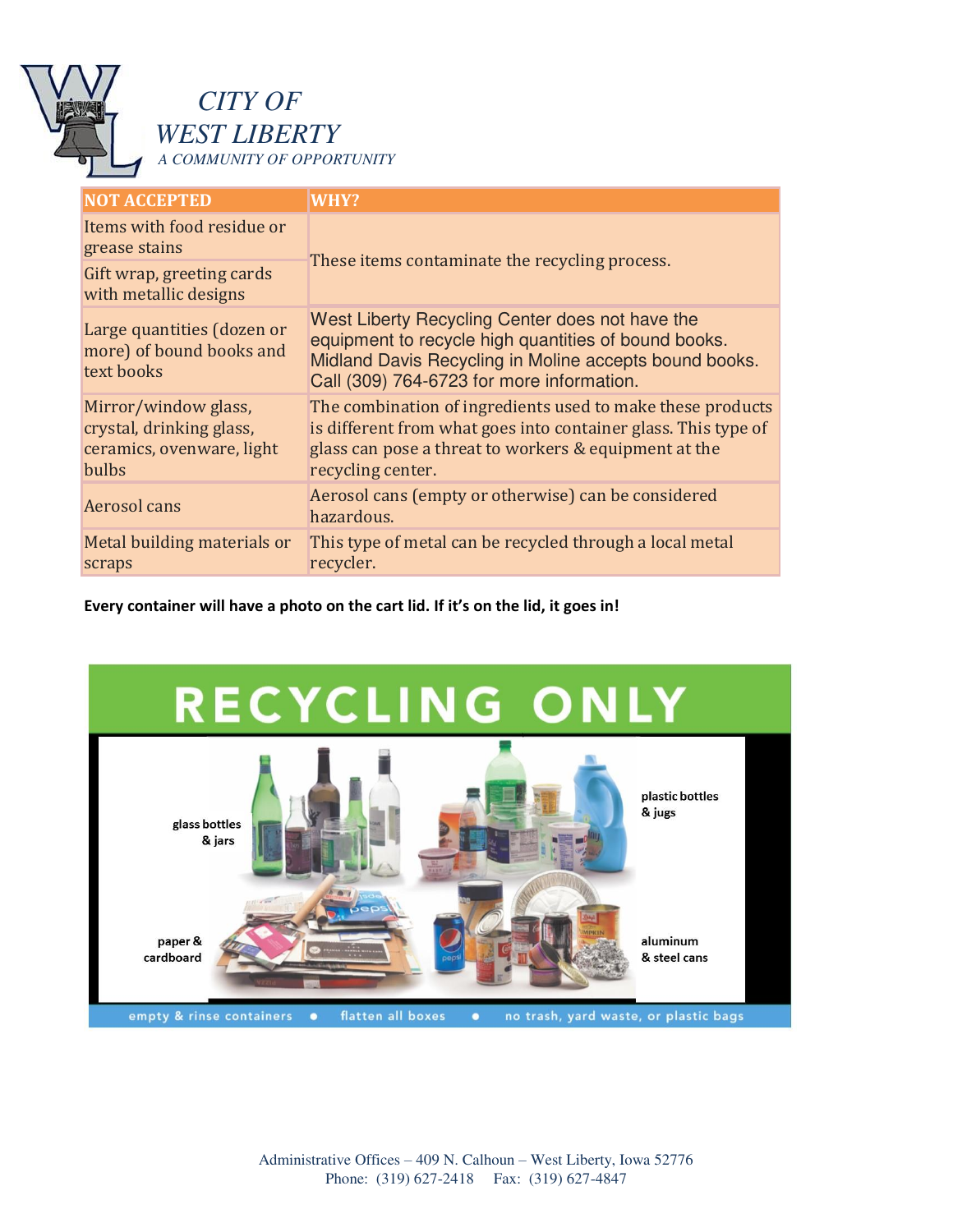*CITY OF WEST LIBERTY*
*A COMMUNITY OF OPPORTUNITY*

| NOT ACCEPTED | WHY? |
|---|---|
| Items with food residue or grease stains | These items contaminate the recycling process. |
| Gift wrap, greeting cards with metallic designs | |
| Large quantities (dozen or more) of bound books and text books | West Liberty Recycling Center does not have the equipment to recycle high quantities of bound books. Midland Davis Recycling in Moline accepts bound books. Call (309) 764-6723 for more information. |
| Mirror/window glass, crystal, drinking glass, ceramics, ovenware, light bulbs | The combination of ingredients used to make these products is different from what goes into container glass. This type of glass can pose a threat to workers & equipment at the recycling center. |
| Aerosol cans | Aerosol cans (empty or otherwise) can be considered hazardous. |
| Metal building materials or scraps | This type of metal can be recycled through a local metal recycler. |

**Every container will have a photo on the cart lid. If it's on the lid, it goes in!**

# RECYCLING ONLY

glass bottles & jars

plastic bottles & jugs

paper & cardboard

aluminum & steel cans

empty & rinse containers • flatten all boxes • no trash, yard waste, or plastic bags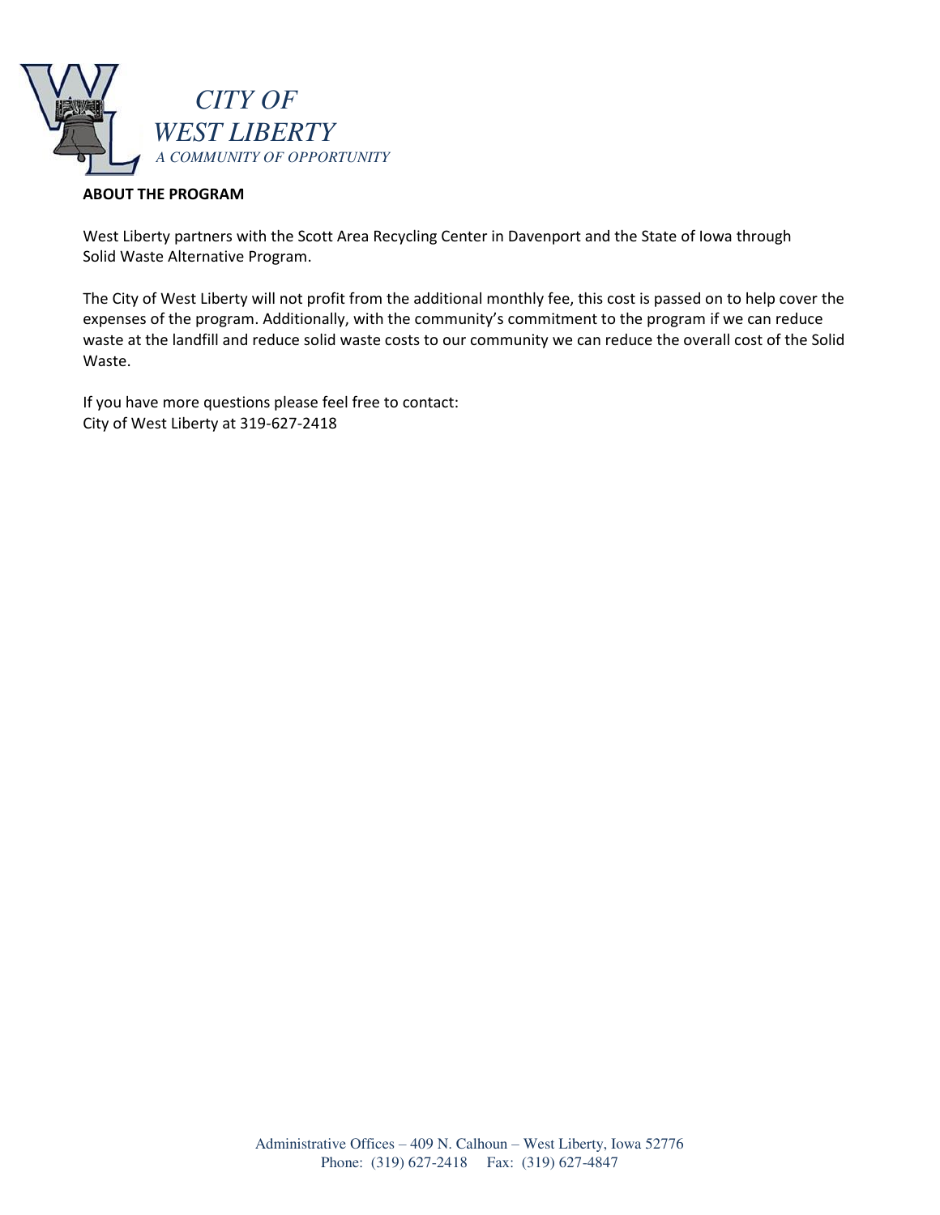*CITY OF*
*WEST LIBERTY*
*A COMMUNITY OF OPPORTUNITY*

**ABOUT THE PROGRAM**

West Liberty partners with the Scott Area Recycling Center in Davenport and the State of Iowa through Solid Waste Alternative Program.

The City of West Liberty will not profit from the additional monthly fee, this cost is passed on to help cover the expenses of the program. Additionally, with the community's commitment to the program if we can reduce waste at the landfill and reduce solid waste costs to our community we can reduce the overall cost of the Solid Waste.

If you have more questions please feel free to contact:
City of West Liberty at 319-627-2418

Administrative Offices – 409 N. Calhoun – West Liberty, Iowa 52776
Phone: (319) 627-2418 Fax: (319) 627-4847